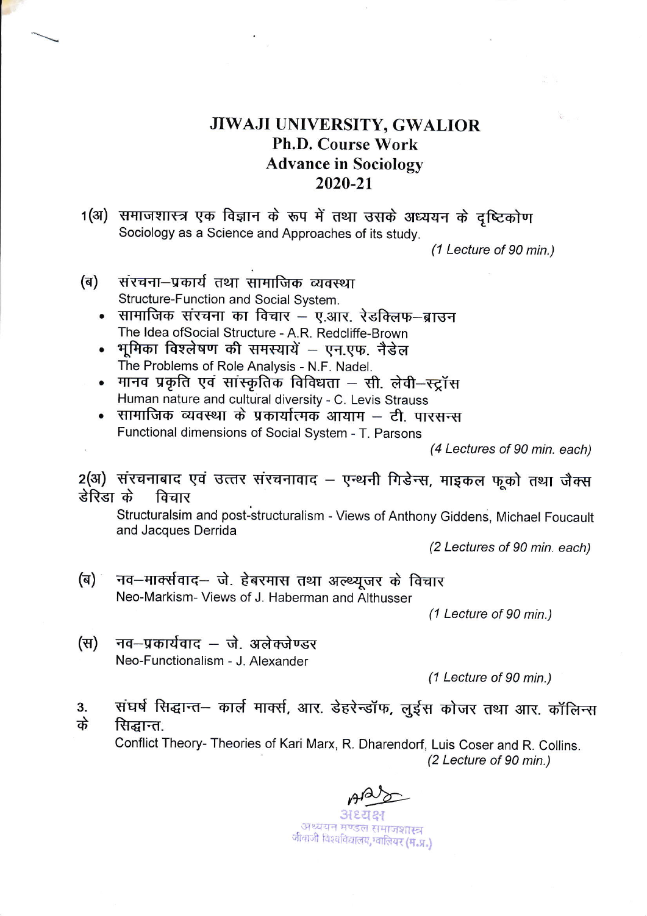# JIWAJI UNIVERSITY, GWALIOR
## Ph.D. Course Work
## Advance in Sociology
## 2020-21

1(अ) समाजशास्त्र एक विज्ञान के रूप में तथा उसके अध्ययन के दृष्टिकोण
Sociology as a Science and Approaches of its study.

*(1 Lecture of 90 min.)*

(ब) संरचना–प्रकार्य तथा सामाजिक व्यवस्था
Structure-Function and Social System.

- सामाजिक संरचना का विचार – ए.आर. रेडक्लिफ–ब्राउन
  The Idea ofSocial Structure - A.R. Redcliffe-Brown
- भूमिका विश्लेषण की समस्यायें – एन.एफ. नैडेल
  The Problems of Role Analysis - N.F. Nadel.
- मानव प्रकृति एवं सांस्कृतिक विविधता – सी. लेवी–स्ट्रॉस
  Human nature and cultural diversity - C. Levis Strauss
- सामाजिक व्यवस्था के प्रकार्यात्मक आयाम – टी. पारसन्स
  Functional dimensions of Social System - T. Parsons

*(4 Lectures of 90 min. each)*

2(अ) संरचनाबाद एवं उत्तर संरचनावाद – एन्थनी गिडेन्स, माइकल फूको तथा जैक्स डेरिडा के विचार
Structuralsim and post-structuralism - Views of Anthony Giddens, Michael Foucault and Jacques Derrida

*(2 Lectures of 90 min. each)*

(ब) नव–मार्क्सवाद– जे. हेबरमास तथा अल्थ्यूजर के विचार
Neo-Markism- Views of J. Haberman and Althusser

*(1 Lecture of 90 min.)*

(स) नव–प्रकार्यवाद – जे. अलेक्जेण्डर
Neo-Functionalism - J. Alexander

*(1 Lecture of 90 min.)*

3. संघर्ष सिद्धान्त– कार्ल मार्क्स, आर. डेहरेन्डॉफ, लुईस कोजर तथा आर. कॉलिन्स के सिद्धान्त.
Conflict Theory- Theories of Kari Marx, R. Dharendorf, Luis Coser and R. Collins.

*(2 Lecture of 90 min.)*

अध्यक्ष
अध्ययन मण्डल समाजशास्त्र
जीवाजी विश्वविद्यालय, ग्वालियर (म.प्र.)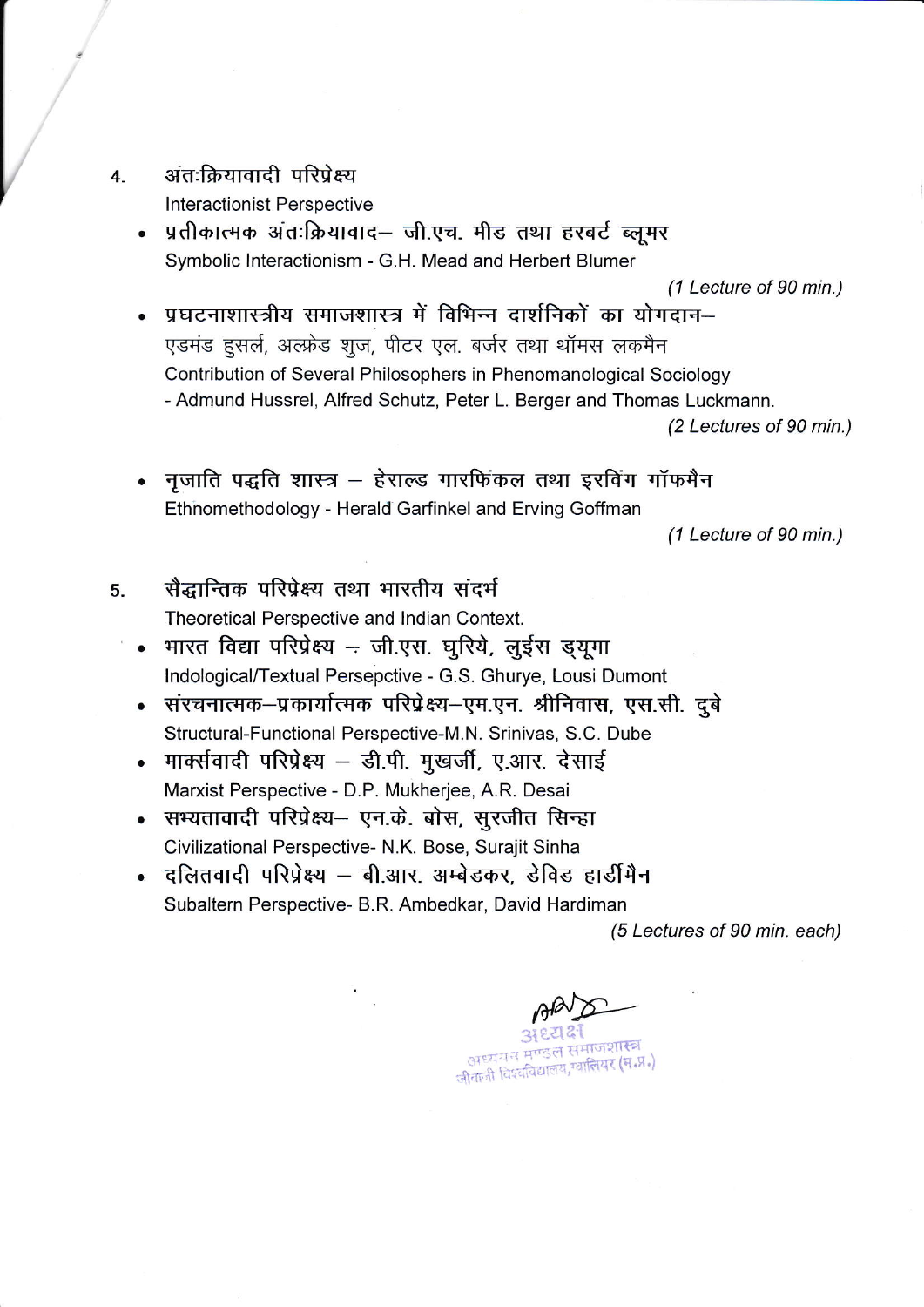4. अंतःक्रियावादी परिप्रेक्ष्य
   Interactionist Perspective
   - प्रतीकात्मक अंतःक्रियावाद– जी.एच. मीड तथा हरबर्ट ब्लूमर
     Symbolic Interactionism - G.H. Mead and Herbert Blumer
     *(1 Lecture of 90 min.)*
   - प्रघटनाशास्त्रीय समाजशास्त्र में विभिन्न दार्शनिकों का योगदान–
     एडमंड हुसर्ल, अल्फ्रेड शुज, पीटर एल. बर्जर तथा थॉमस लकमैन
     Contribution of Several Philosophers in Phenomanological Sociology
     - Admund Hussrel, Alfred Schutz, Peter L. Berger and Thomas Luckmann.
     *(2 Lectures of 90 min.)*
   - नृजाति पद्धति शास्त्र – हेराल्ड गारफिंकल तथा इरविंग गॉफमैन
     Ethnomethodology - Herald Garfinkel and Erving Goffman
     *(1 Lecture of 90 min.)*

5. सैद्धान्तिक परिप्रेक्ष्य तथा भारतीय संदर्भ
   Theoretical Perspective and Indian Context.
   - भारत विद्या परिप्रेक्ष्य – जी.एस. घुरिये, लुईस ड्यूमा
     Indological/Textual Persepctive - G.S. Ghurye, Lousi Dumont
   - संरचनात्मक–प्रकार्यात्मक परिप्रेक्ष्य–एम.एन. श्रीनिवास, एस.सी. दुबे
     Structural-Functional Perspective-M.N. Srinivas, S.C. Dube
   - मार्क्सवादी परिप्रेक्ष्य – डी.पी. मुखर्जी, ए.आर. देसाई
     Marxist Perspective - D.P. Mukherjee, A.R. Desai
   - सभ्यतावादी परिप्रेक्ष्य– एन.के. बोस, सुरजीत सिन्हा
     Civilizational Perspective- N.K. Bose, Surajit Sinha
   - दलितवादी परिप्रेक्ष्य – बी.आर. अम्बेडकर, डेविड हार्डीमैन
     Subaltern Perspective- B.R. Ambedkar, David Hardiman
     *(5 Lectures of 90 min. each)*

अध्यक्ष
अध्ययन मण्डल समाजशास्त्र
जीवाजी विश्वविद्यालय, ग्वालियर (म.प्र.)